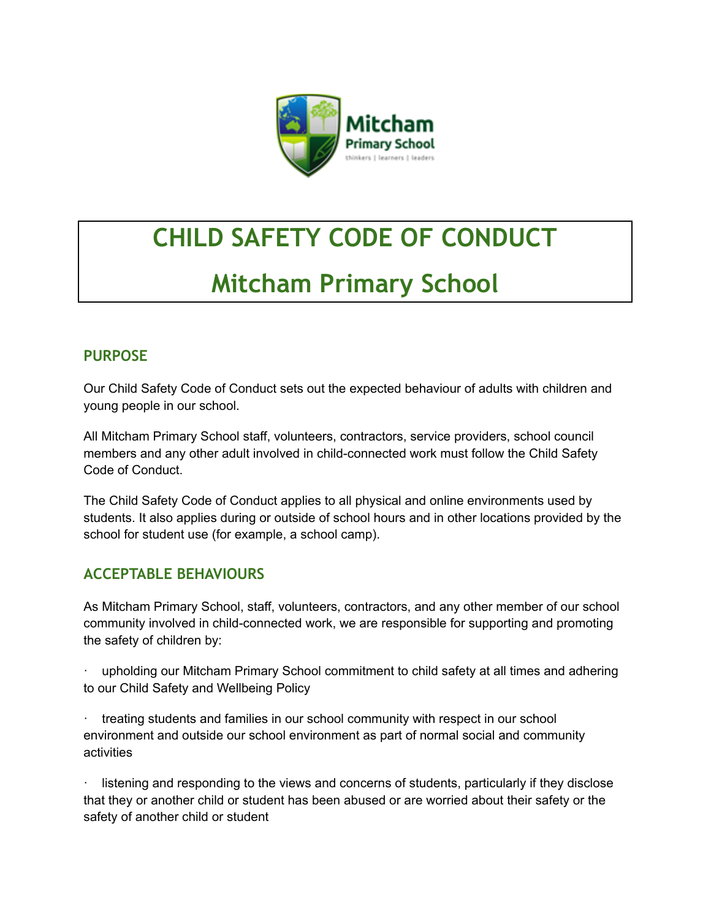# CHILD SAFETY CODE OF CONDUCT

# Mitcham Primary School

## PURPOSE

Our Child Safety Code of Conduct sets out the expected behaviour of adults with children and young people in our school.

All Mitcham Primary School staff, volunteers, contractors, service providers, school council members and any other adult involved in child-connected work must follow the Child Safety Code of Conduct.

The Child Safety Code of Conduct applies to all physical and online environments used by students. It also applies during or outside of school hours and in other locations provided by the school for student use (for example, a school camp).

## ACCEPTABLE BEHAVIOURS

As Mitcham Primary School, staff, volunteers, contractors, and any other member of our school community involved in child-connected work, we are responsible for supporting and promoting the safety of children by:

- upholding our Mitcham Primary School commitment to child safety at all times and adhering to our Child Safety and Wellbeing Policy
- treating students and families in our school community with respect in our school environment and outside our school environment as part of normal social and community activities
- listening and responding to the views and concerns of students, particularly if they disclose that they or another child or student has been abused or are worried about their safety or the safety of another child or student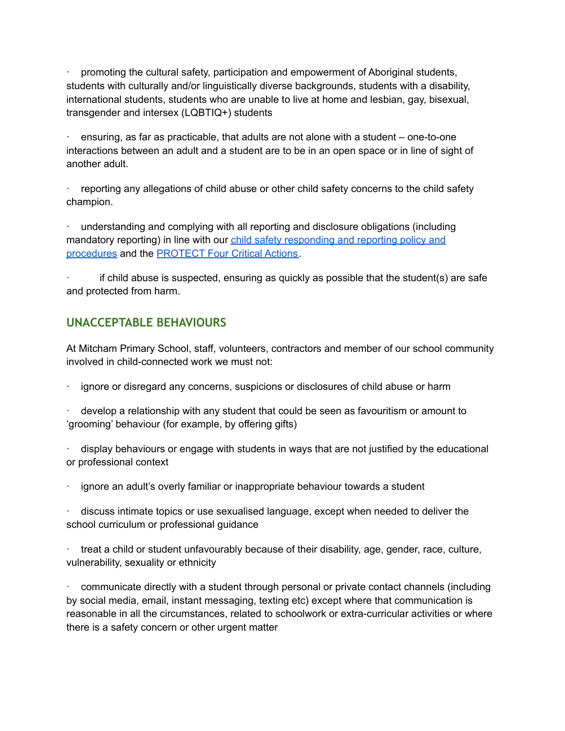- promoting the cultural safety, participation and empowerment of Aboriginal students, students with culturally and/or linguistically diverse backgrounds, students with a disability, international students, students who are unable to live at home and lesbian, gay, bisexual, transgender and intersex (LQBTIQ+) students
- ensuring, as far as practicable, that adults are not alone with a student – one-to-one interactions between an adult and a student are to be in an open space or in line of sight of another adult.
- reporting any allegations of child abuse or other child safety concerns to the child safety champion.
- understanding and complying with all reporting and disclosure obligations (including mandatory reporting) in line with our child safety responding and reporting policy and procedures and the PROTECT Four Critical Actions.
- if child abuse is suspected, ensuring as quickly as possible that the student(s) are safe and protected from harm.

## UNACCEPTABLE BEHAVIOURS

At Mitcham Primary School, staff, volunteers, contractors and member of our school community involved in child-connected work we must not:

- ignore or disregard any concerns, suspicions or disclosures of child abuse or harm
- develop a relationship with any student that could be seen as favouritism or amount to 'grooming' behaviour (for example, by offering gifts)
- display behaviours or engage with students in ways that are not justified by the educational or professional context
- ignore an adult's overly familiar or inappropriate behaviour towards a student
- discuss intimate topics or use sexualised language, except when needed to deliver the school curriculum or professional guidance
- treat a child or student unfavourably because of their disability, age, gender, race, culture, vulnerability, sexuality or ethnicity
- communicate directly with a student through personal or private contact channels (including by social media, email, instant messaging, texting etc) except where that communication is reasonable in all the circumstances, related to schoolwork or extra-curricular activities or where there is a safety concern or other urgent matter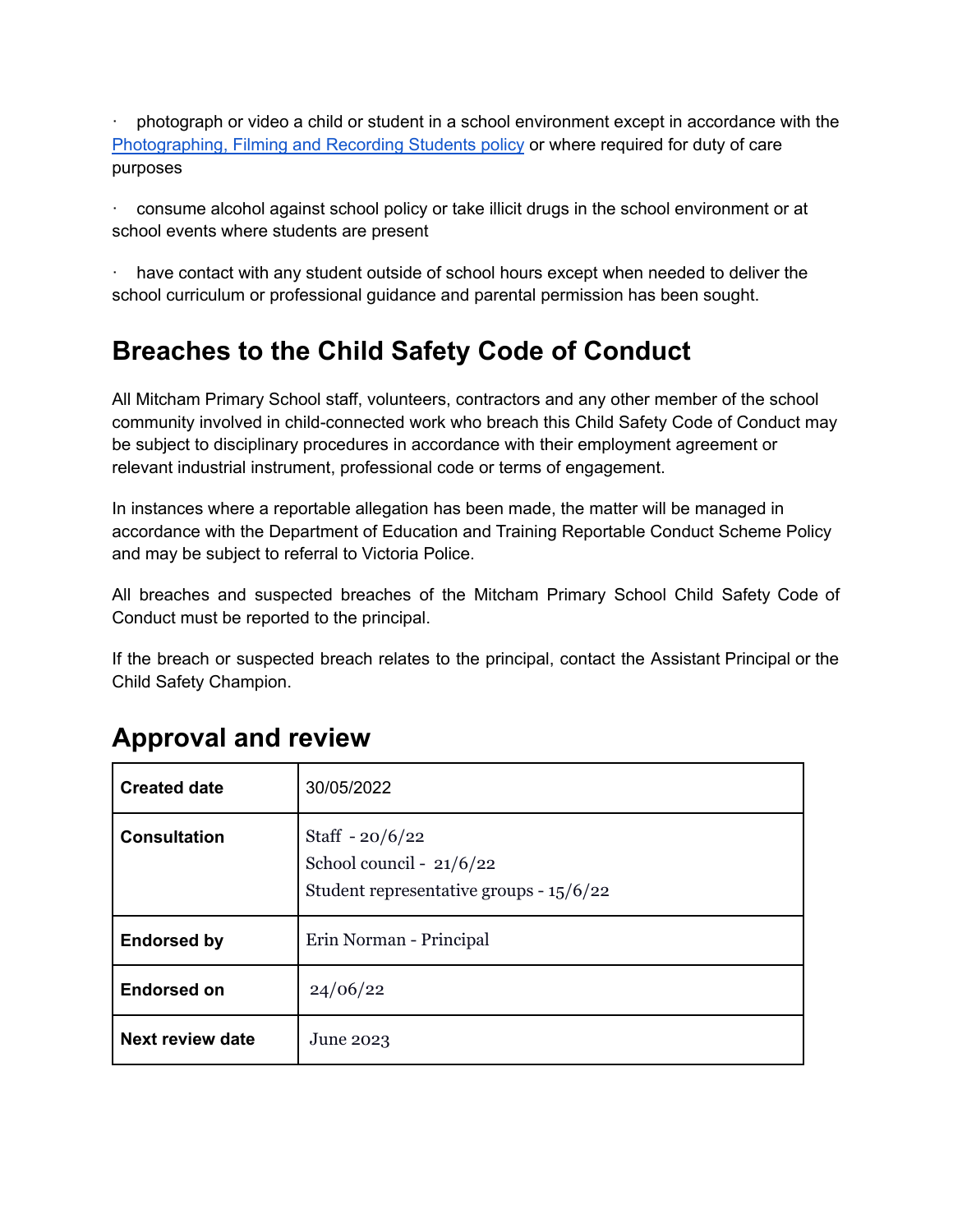- photograph or video a child or student in a school environment except in accordance with the [Photographing, Filming and Recording Students policy] or where required for duty of care purposes
- consume alcohol against school policy or take illicit drugs in the school environment or at school events where students are present
- have contact with any student outside of school hours except when needed to deliver the school curriculum or professional guidance and parental permission has been sought.

## Breaches to the Child Safety Code of Conduct

All Mitcham Primary School staff, volunteers, contractors and any other member of the school community involved in child-connected work who breach this Child Safety Code of Conduct may be subject to disciplinary procedures in accordance with their employment agreement or relevant industrial instrument, professional code or terms of engagement.

In instances where a reportable allegation has been made, the matter will be managed in accordance with the Department of Education and Training Reportable Conduct Scheme Policy and may be subject to referral to Victoria Police.

All breaches and suspected breaches of the Mitcham Primary School Child Safety Code of Conduct must be reported to the principal.

If the breach or suspected breach relates to the principal, contact the Assistant Principal or the Child Safety Champion.

## Approval and review

| | |
|---|---|
| **Created date** | 30/05/2022 |
| **Consultation** | Staff - 20/6/22<br>School council - 21/6/22<br>Student representative groups - 15/6/22 |
| **Endorsed by** | Erin Norman - Principal |
| **Endorsed on** | 24/06/22 |
| **Next review date** | June 2023 |